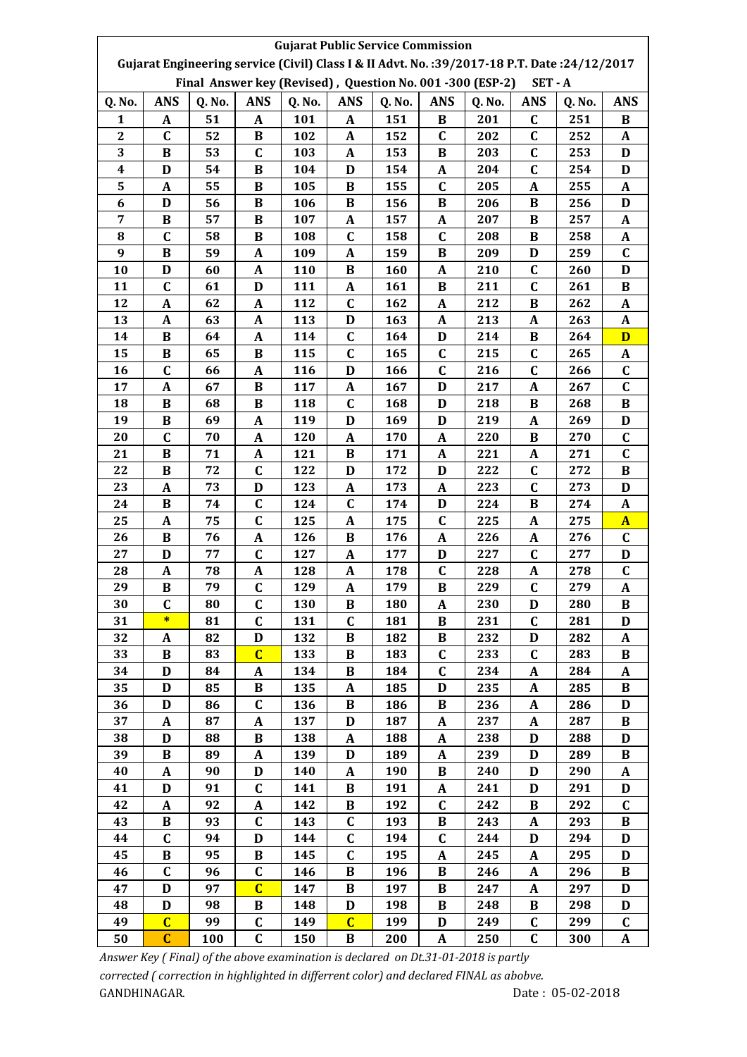# Gujarat Public Service Commission

## Gujarat Engineering service (Civil) Class I & II Advt. No. :39/2017-18 P.T. Date :24/12/2017

### Final Answer key (Revised) , Question No. 001 -300 (ESP-2) SET - A

| Q. No. | ANS | Q. No. | ANS | Q. No. | ANS | Q. No. | ANS | Q. No. | ANS | Q. No. | ANS |
|---|---|---|---|---|---|---|---|---|---|---|---|
| 1 | A | 51 | A | 101 | A | 151 | B | 201 | C | 251 | B |
| 2 | C | 52 | B | 102 | A | 152 | C | 202 | C | 252 | A |
| 3 | B | 53 | C | 103 | A | 153 | B | 203 | C | 253 | D |
| 4 | D | 54 | B | 104 | D | 154 | A | 204 | C | 254 | D |
| 5 | A | 55 | B | 105 | B | 155 | C | 205 | A | 255 | A |
| 6 | D | 56 | B | 106 | B | 156 | B | 206 | B | 256 | D |
| 7 | B | 57 | B | 107 | A | 157 | A | 207 | B | 257 | A |
| 8 | C | 58 | B | 108 | C | 158 | C | 208 | B | 258 | A |
| 9 | B | 59 | A | 109 | A | 159 | B | 209 | D | 259 | C |
| 10 | D | 60 | A | 110 | B | 160 | A | 210 | C | 260 | D |
| 11 | C | 61 | D | 111 | A | 161 | B | 211 | C | 261 | B |
| 12 | A | 62 | A | 112 | C | 162 | A | 212 | B | 262 | A |
| 13 | A | 63 | A | 113 | D | 163 | A | 213 | A | 263 | A |
| 14 | B | 64 | A | 114 | C | 164 | D | 214 | B | 264 | D |
| 15 | B | 65 | B | 115 | C | 165 | C | 215 | C | 265 | A |
| 16 | C | 66 | A | 116 | D | 166 | C | 216 | C | 266 | C |
| 17 | A | 67 | B | 117 | A | 167 | D | 217 | A | 267 | C |
| 18 | B | 68 | B | 118 | C | 168 | D | 218 | B | 268 | B |
| 19 | B | 69 | A | 119 | D | 169 | D | 219 | A | 269 | D |
| 20 | C | 70 | A | 120 | A | 170 | A | 220 | B | 270 | C |
| 21 | B | 71 | A | 121 | B | 171 | A | 221 | A | 271 | C |
| 22 | B | 72 | C | 122 | D | 172 | D | 222 | C | 272 | B |
| 23 | A | 73 | D | 123 | A | 173 | A | 223 | C | 273 | D |
| 24 | B | 74 | C | 124 | C | 174 | D | 224 | B | 274 | A |
| 25 | A | 75 | C | 125 | A | 175 | C | 225 | A | 275 | A |
| 26 | B | 76 | A | 126 | B | 176 | A | 226 | A | 276 | C |
| 27 | D | 77 | C | 127 | A | 177 | D | 227 | C | 277 | D |
| 28 | A | 78 | A | 128 | A | 178 | C | 228 | A | 278 | C |
| 29 | B | 79 | C | 129 | A | 179 | B | 229 | C | 279 | A |
| 30 | C | 80 | C | 130 | B | 180 | A | 230 | D | 280 | B |
| 31 | * | 81 | C | 131 | C | 181 | B | 231 | C | 281 | D |
| 32 | A | 82 | D | 132 | B | 182 | B | 232 | D | 282 | A |
| 33 | B | 83 | C | 133 | B | 183 | C | 233 | C | 283 | B |
| 34 | D | 84 | A | 134 | B | 184 | C | 234 | A | 284 | A |
| 35 | D | 85 | B | 135 | A | 185 | D | 235 | A | 285 | B |
| 36 | D | 86 | C | 136 | B | 186 | B | 236 | A | 286 | D |
| 37 | A | 87 | A | 137 | D | 187 | A | 237 | A | 287 | B |
| 38 | D | 88 | B | 138 | A | 188 | A | 238 | D | 288 | D |
| 39 | B | 89 | A | 139 | D | 189 | A | 239 | D | 289 | B |
| 40 | A | 90 | D | 140 | A | 190 | B | 240 | D | 290 | A |
| 41 | D | 91 | C | 141 | B | 191 | A | 241 | D | 291 | D |
| 42 | A | 92 | A | 142 | B | 192 | C | 242 | B | 292 | C |
| 43 | B | 93 | C | 143 | C | 193 | B | 243 | A | 293 | B |
| 44 | C | 94 | D | 144 | C | 194 | C | 244 | D | 294 | D |
| 45 | B | 95 | B | 145 | C | 195 | A | 245 | A | 295 | D |
| 46 | C | 96 | C | 146 | B | 196 | B | 246 | A | 296 | B |
| 47 | D | 97 | C | 147 | B | 197 | B | 247 | A | 297 | D |
| 48 | D | 98 | B | 148 | D | 198 | B | 248 | B | 298 | D |
| 49 | C | 99 | C | 149 | C | 199 | D | 249 | C | 299 | C |
| 50 | C | 100 | C | 150 | B | 200 | A | 250 | C | 300 | A |

*Answer Key ( Final) of the above examination is declared on Dt.31-01-2018 is partly corrected ( correction in highlighted in differrent color) and declared FINAL as abobve.*

GANDHINAGAR. Date : 05-02-2018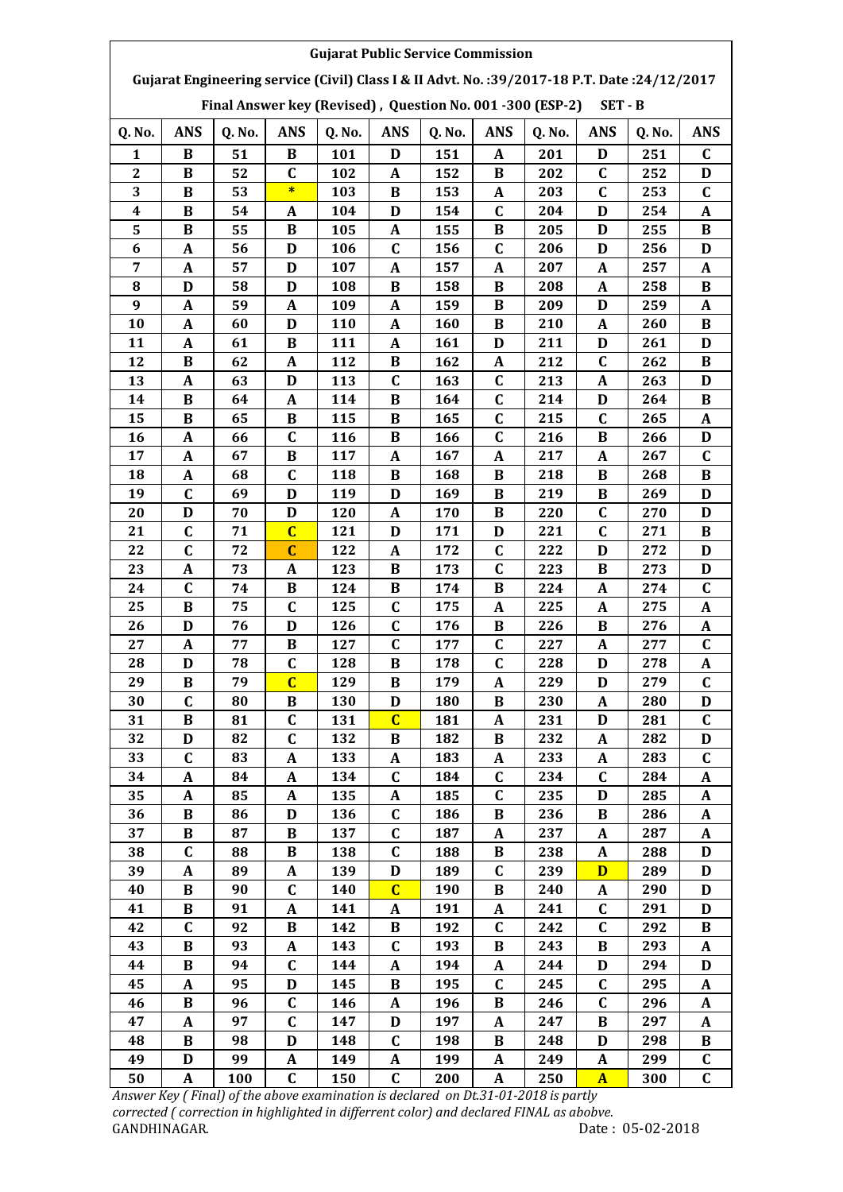Gujarat Public Service Commission

Gujarat Engineering service (Civil) Class I & II Advt. No. :39/2017-18 P.T. Date :24/12/2017

Final Answer key (Revised) , Question No. 001 -300 (ESP-2) SET - B

| Q. No. | ANS | Q. No. | ANS | Q. No. | ANS | Q. No. | ANS | Q. No. | ANS | Q. No. | ANS |
|---|---|---|---|---|---|---|---|---|---|---|---|
| 1 | B | 51 | B | 101 | D | 151 | A | 201 | D | 251 | C |
| 2 | B | 52 | C | 102 | A | 152 | B | 202 | C | 252 | D |
| 3 | B | 53 | * | 103 | B | 153 | A | 203 | C | 253 | C |
| 4 | B | 54 | A | 104 | D | 154 | C | 204 | D | 254 | A |
| 5 | B | 55 | B | 105 | A | 155 | B | 205 | D | 255 | B |
| 6 | A | 56 | D | 106 | C | 156 | C | 206 | D | 256 | D |
| 7 | A | 57 | D | 107 | A | 157 | A | 207 | A | 257 | A |
| 8 | D | 58 | D | 108 | B | 158 | B | 208 | A | 258 | B |
| 9 | A | 59 | A | 109 | A | 159 | B | 209 | D | 259 | A |
| 10 | A | 60 | D | 110 | A | 160 | B | 210 | A | 260 | B |
| 11 | A | 61 | B | 111 | A | 161 | D | 211 | D | 261 | D |
| 12 | B | 62 | A | 112 | B | 162 | A | 212 | C | 262 | B |
| 13 | A | 63 | D | 113 | C | 163 | C | 213 | A | 263 | D |
| 14 | B | 64 | A | 114 | B | 164 | C | 214 | D | 264 | B |
| 15 | B | 65 | B | 115 | B | 165 | C | 215 | C | 265 | A |
| 16 | A | 66 | C | 116 | B | 166 | C | 216 | B | 266 | D |
| 17 | A | 67 | B | 117 | A | 167 | A | 217 | A | 267 | C |
| 18 | A | 68 | C | 118 | B | 168 | B | 218 | B | 268 | B |
| 19 | C | 69 | D | 119 | D | 169 | B | 219 | B | 269 | D |
| 20 | D | 70 | D | 120 | A | 170 | B | 220 | C | 270 | D |
| 21 | C | 71 | C | 121 | D | 171 | D | 221 | C | 271 | B |
| 22 | C | 72 | C | 122 | A | 172 | C | 222 | D | 272 | D |
| 23 | A | 73 | A | 123 | B | 173 | C | 223 | B | 273 | D |
| 24 | C | 74 | B | 124 | B | 174 | B | 224 | A | 274 | C |
| 25 | B | 75 | C | 125 | C | 175 | A | 225 | A | 275 | A |
| 26 | D | 76 | D | 126 | C | 176 | B | 226 | B | 276 | A |
| 27 | A | 77 | B | 127 | C | 177 | C | 227 | A | 277 | C |
| 28 | D | 78 | C | 128 | B | 178 | C | 228 | D | 278 | A |
| 29 | B | 79 | C | 129 | B | 179 | A | 229 | D | 279 | C |
| 30 | C | 80 | B | 130 | D | 180 | B | 230 | A | 280 | D |
| 31 | B | 81 | C | 131 | C | 181 | A | 231 | D | 281 | C |
| 32 | D | 82 | C | 132 | B | 182 | B | 232 | A | 282 | D |
| 33 | C | 83 | A | 133 | A | 183 | A | 233 | A | 283 | C |
| 34 | A | 84 | A | 134 | C | 184 | C | 234 | C | 284 | A |
| 35 | A | 85 | A | 135 | A | 185 | C | 235 | D | 285 | A |
| 36 | B | 86 | D | 136 | C | 186 | B | 236 | B | 286 | A |
| 37 | B | 87 | B | 137 | C | 187 | A | 237 | A | 287 | A |
| 38 | C | 88 | B | 138 | C | 188 | B | 238 | A | 288 | D |
| 39 | A | 89 | A | 139 | D | 189 | C | 239 | D | 289 | D |
| 40 | B | 90 | C | 140 | C | 190 | B | 240 | A | 290 | D |
| 41 | B | 91 | A | 141 | A | 191 | A | 241 | C | 291 | D |
| 42 | C | 92 | B | 142 | B | 192 | C | 242 | C | 292 | B |
| 43 | B | 93 | A | 143 | C | 193 | B | 243 | B | 293 | A |
| 44 | B | 94 | C | 144 | A | 194 | A | 244 | D | 294 | D |
| 45 | A | 95 | D | 145 | B | 195 | C | 245 | C | 295 | A |
| 46 | B | 96 | C | 146 | A | 196 | B | 246 | C | 296 | A |
| 47 | A | 97 | C | 147 | D | 197 | A | 247 | B | 297 | A |
| 48 | B | 98 | D | 148 | C | 198 | B | 248 | D | 298 | B |
| 49 | D | 99 | A | 149 | A | 199 | A | 249 | A | 299 | C |
| 50 | A | 100 | C | 150 | C | 200 | A | 250 | A | 300 | C |

*Answer Key ( Final) of the above examination is declared on Dt.31-01-2018 is partly corrected ( correction in highlighted in differrent color) and declared FINAL as abobve.*

GANDHINAGAR. Date : 05-02-2018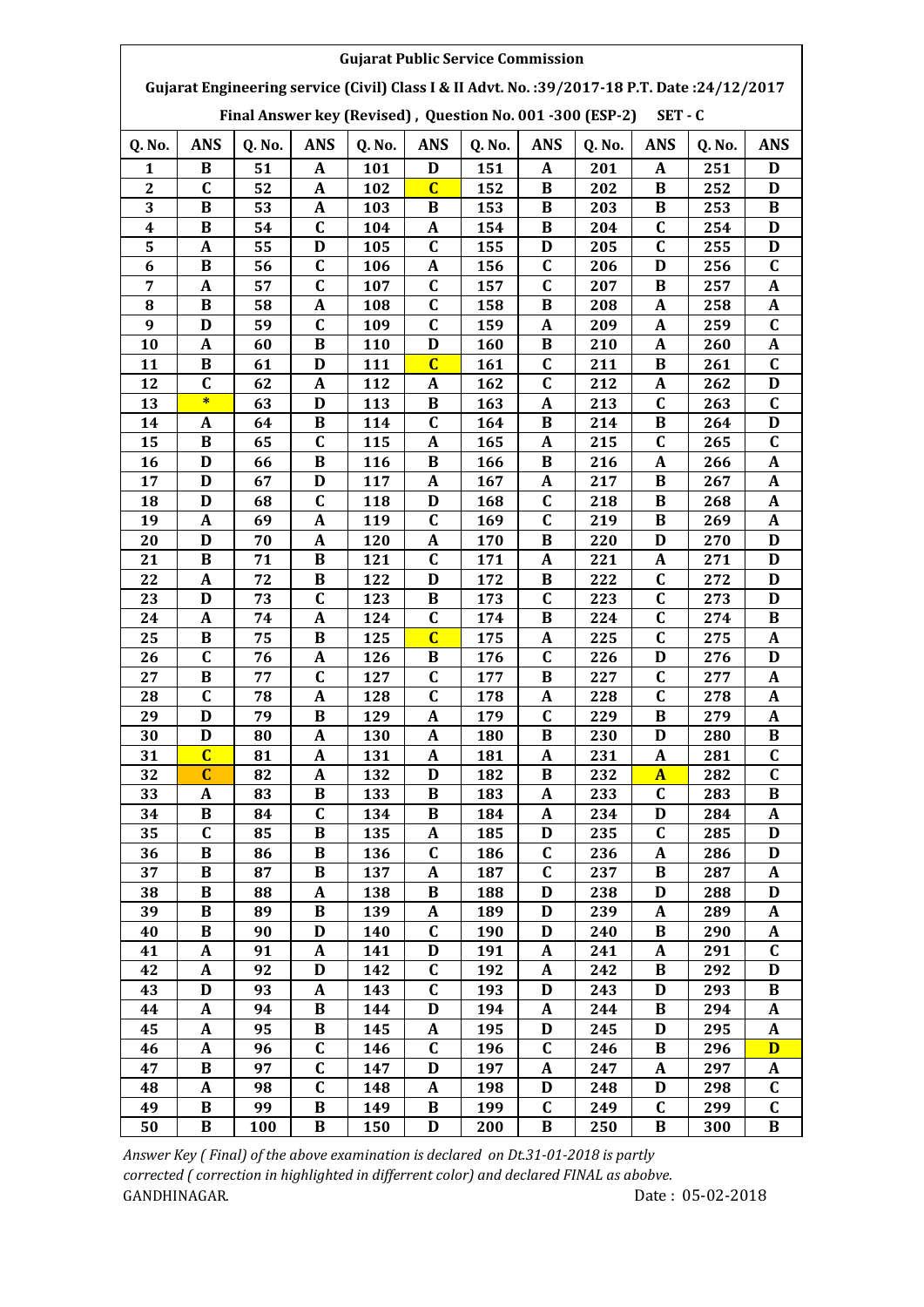**Gujarat Public Service Commission**

**Gujarat Engineering service (Civil) Class I & II Advt. No. :39/2017-18 P.T. Date :24/12/2017**

**Final Answer key (Revised) , Question No. 001 -300 (ESP-2) SET - C**

| Q. No. | ANS | Q. No. | ANS | Q. No. | ANS | Q. No. | ANS | Q. No. | ANS | Q. No. | ANS |
|---|---|---|---|---|---|---|---|---|---|---|---|
| 1 | B | 51 | A | 101 | D | 151 | A | 201 | A | 251 | D |
| 2 | C | 52 | A | 102 | C | 152 | B | 202 | B | 252 | D |
| 3 | B | 53 | A | 103 | B | 153 | B | 203 | B | 253 | B |
| 4 | B | 54 | C | 104 | A | 154 | B | 204 | C | 254 | D |
| 5 | A | 55 | D | 105 | C | 155 | D | 205 | C | 255 | D |
| 6 | B | 56 | C | 106 | A | 156 | C | 206 | D | 256 | C |
| 7 | A | 57 | C | 107 | C | 157 | C | 207 | B | 257 | A |
| 8 | B | 58 | A | 108 | C | 158 | B | 208 | A | 258 | A |
| 9 | D | 59 | C | 109 | C | 159 | A | 209 | A | 259 | C |
| 10 | A | 60 | B | 110 | D | 160 | B | 210 | A | 260 | A |
| 11 | B | 61 | D | 111 | C | 161 | C | 211 | B | 261 | C |
| 12 | C | 62 | A | 112 | A | 162 | C | 212 | A | 262 | D |
| 13 | * | 63 | D | 113 | B | 163 | A | 213 | C | 263 | C |
| 14 | A | 64 | B | 114 | C | 164 | B | 214 | B | 264 | D |
| 15 | B | 65 | C | 115 | A | 165 | A | 215 | C | 265 | C |
| 16 | D | 66 | B | 116 | B | 166 | B | 216 | A | 266 | A |
| 17 | D | 67 | D | 117 | A | 167 | A | 217 | B | 267 | A |
| 18 | D | 68 | C | 118 | D | 168 | C | 218 | B | 268 | A |
| 19 | A | 69 | A | 119 | C | 169 | C | 219 | B | 269 | A |
| 20 | D | 70 | A | 120 | A | 170 | B | 220 | D | 270 | D |
| 21 | B | 71 | B | 121 | C | 171 | A | 221 | A | 271 | D |
| 22 | A | 72 | B | 122 | D | 172 | B | 222 | C | 272 | D |
| 23 | D | 73 | C | 123 | B | 173 | C | 223 | C | 273 | D |
| 24 | A | 74 | A | 124 | C | 174 | B | 224 | C | 274 | B |
| 25 | B | 75 | B | 125 | C | 175 | A | 225 | C | 275 | A |
| 26 | C | 76 | A | 126 | B | 176 | C | 226 | D | 276 | D |
| 27 | B | 77 | C | 127 | C | 177 | B | 227 | C | 277 | A |
| 28 | C | 78 | A | 128 | C | 178 | A | 228 | C | 278 | A |
| 29 | D | 79 | B | 129 | A | 179 | C | 229 | B | 279 | A |
| 30 | D | 80 | A | 130 | A | 180 | B | 230 | D | 280 | B |
| 31 | C | 81 | A | 131 | A | 181 | A | 231 | A | 281 | C |
| 32 | C | 82 | A | 132 | D | 182 | B | 232 | A | 282 | C |
| 33 | A | 83 | B | 133 | B | 183 | A | 233 | C | 283 | B |
| 34 | B | 84 | C | 134 | B | 184 | A | 234 | D | 284 | A |
| 35 | C | 85 | B | 135 | A | 185 | D | 235 | C | 285 | D |
| 36 | B | 86 | B | 136 | C | 186 | C | 236 | A | 286 | D |
| 37 | B | 87 | B | 137 | A | 187 | C | 237 | B | 287 | A |
| 38 | B | 88 | A | 138 | B | 188 | D | 238 | D | 288 | D |
| 39 | B | 89 | B | 139 | A | 189 | D | 239 | A | 289 | A |
| 40 | B | 90 | D | 140 | C | 190 | D | 240 | B | 290 | A |
| 41 | A | 91 | A | 141 | D | 191 | A | 241 | A | 291 | C |
| 42 | A | 92 | D | 142 | C | 192 | A | 242 | B | 292 | D |
| 43 | D | 93 | A | 143 | C | 193 | D | 243 | D | 293 | B |
| 44 | A | 94 | B | 144 | D | 194 | A | 244 | B | 294 | A |
| 45 | A | 95 | B | 145 | A | 195 | D | 245 | D | 295 | A |
| 46 | A | 96 | C | 146 | C | 196 | C | 246 | B | 296 | D |
| 47 | B | 97 | C | 147 | D | 197 | A | 247 | A | 297 | A |
| 48 | A | 98 | C | 148 | A | 198 | D | 248 | D | 298 | C |
| 49 | B | 99 | B | 149 | B | 199 | C | 249 | C | 299 | C |
| 50 | B | 100 | B | 150 | D | 200 | B | 250 | B | 300 | B |

*Answer Key ( Final) of the above examination is declared on Dt.31-01-2018 is partly corrected ( correction in highlighted in differrent color) and declared FINAL as abobve.*

GANDHINAGAR. Date : 05-02-2018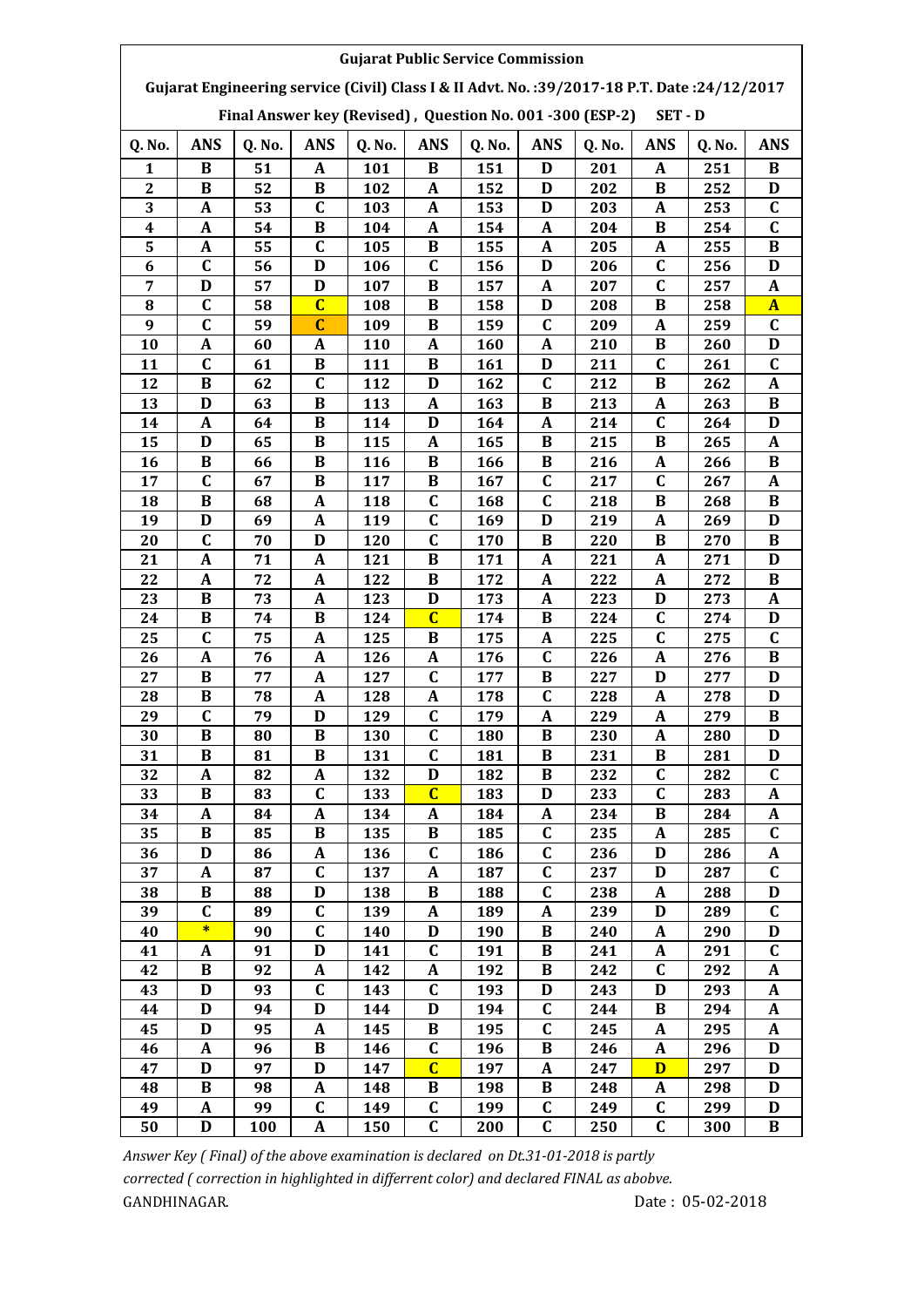Gujarat Public Service Commission

Gujarat Engineering service (Civil) Class I & II Advt. No. :39/2017-18 P.T. Date :24/12/2017

Final Answer key (Revised) , Question No. 001 -300 (ESP-2) SET - D

| Q. No. | ANS | Q. No. | ANS | Q. No. | ANS | Q. No. | ANS | Q. No. | ANS | Q. No. | ANS |
|---|---|---|---|---|---|---|---|---|---|---|---|
| 1 | B | 51 | A | 101 | B | 151 | D | 201 | A | 251 | B |
| 2 | B | 52 | B | 102 | A | 152 | D | 202 | B | 252 | D |
| 3 | A | 53 | C | 103 | A | 153 | D | 203 | A | 253 | C |
| 4 | A | 54 | B | 104 | A | 154 | A | 204 | B | 254 | C |
| 5 | A | 55 | C | 105 | B | 155 | A | 205 | A | 255 | B |
| 6 | C | 56 | D | 106 | C | 156 | D | 206 | C | 256 | D |
| 7 | D | 57 | D | 107 | B | 157 | A | 207 | C | 257 | A |
| 8 | C | 58 | C | 108 | B | 158 | D | 208 | B | 258 | A |
| 9 | C | 59 | C | 109 | B | 159 | C | 209 | A | 259 | C |
| 10 | A | 60 | A | 110 | A | 160 | A | 210 | B | 260 | D |
| 11 | C | 61 | B | 111 | B | 161 | D | 211 | C | 261 | C |
| 12 | B | 62 | C | 112 | D | 162 | C | 212 | B | 262 | A |
| 13 | D | 63 | B | 113 | A | 163 | B | 213 | A | 263 | B |
| 14 | A | 64 | B | 114 | D | 164 | A | 214 | C | 264 | D |
| 15 | D | 65 | B | 115 | A | 165 | B | 215 | B | 265 | A |
| 16 | B | 66 | B | 116 | B | 166 | B | 216 | A | 266 | B |
| 17 | C | 67 | B | 117 | B | 167 | C | 217 | C | 267 | A |
| 18 | B | 68 | A | 118 | C | 168 | C | 218 | B | 268 | B |
| 19 | D | 69 | A | 119 | C | 169 | D | 219 | A | 269 | D |
| 20 | C | 70 | D | 120 | C | 170 | B | 220 | B | 270 | B |
| 21 | A | 71 | A | 121 | B | 171 | A | 221 | A | 271 | D |
| 22 | A | 72 | A | 122 | B | 172 | A | 222 | A | 272 | B |
| 23 | B | 73 | A | 123 | D | 173 | A | 223 | D | 273 | A |
| 24 | B | 74 | B | 124 | C | 174 | B | 224 | C | 274 | D |
| 25 | C | 75 | A | 125 | B | 175 | A | 225 | C | 275 | C |
| 26 | A | 76 | A | 126 | A | 176 | C | 226 | A | 276 | B |
| 27 | B | 77 | A | 127 | C | 177 | B | 227 | D | 277 | D |
| 28 | B | 78 | A | 128 | A | 178 | C | 228 | A | 278 | D |
| 29 | C | 79 | D | 129 | C | 179 | A | 229 | A | 279 | B |
| 30 | B | 80 | B | 130 | C | 180 | B | 230 | A | 280 | D |
| 31 | B | 81 | B | 131 | C | 181 | B | 231 | B | 281 | D |
| 32 | A | 82 | A | 132 | D | 182 | B | 232 | C | 282 | C |
| 33 | B | 83 | C | 133 | C | 183 | D | 233 | C | 283 | A |
| 34 | A | 84 | A | 134 | A | 184 | A | 234 | B | 284 | A |
| 35 | B | 85 | B | 135 | B | 185 | C | 235 | A | 285 | C |
| 36 | D | 86 | A | 136 | C | 186 | C | 236 | D | 286 | A |
| 37 | A | 87 | C | 137 | A | 187 | C | 237 | D | 287 | C |
| 38 | B | 88 | D | 138 | B | 188 | C | 238 | A | 288 | D |
| 39 | C | 89 | C | 139 | A | 189 | A | 239 | D | 289 | C |
| 40 | * | 90 | C | 140 | D | 190 | B | 240 | A | 290 | D |
| 41 | A | 91 | D | 141 | C | 191 | B | 241 | A | 291 | C |
| 42 | B | 92 | A | 142 | A | 192 | B | 242 | C | 292 | A |
| 43 | D | 93 | C | 143 | C | 193 | D | 243 | D | 293 | A |
| 44 | D | 94 | D | 144 | D | 194 | C | 244 | B | 294 | A |
| 45 | D | 95 | A | 145 | B | 195 | C | 245 | A | 295 | A |
| 46 | A | 96 | B | 146 | C | 196 | B | 246 | A | 296 | D |
| 47 | D | 97 | D | 147 | C | 197 | A | 247 | D | 297 | D |
| 48 | B | 98 | A | 148 | B | 198 | B | 248 | A | 298 | D |
| 49 | A | 99 | C | 149 | C | 199 | C | 249 | C | 299 | D |
| 50 | D | 100 | A | 150 | C | 200 | C | 250 | C | 300 | B |

*Answer Key ( Final) of the above examination is declared on Dt.31-01-2018 is partly corrected ( correction in highlighted in differrent color) and declared FINAL as abobve.*

GANDHINAGAR. Date : 05-02-2018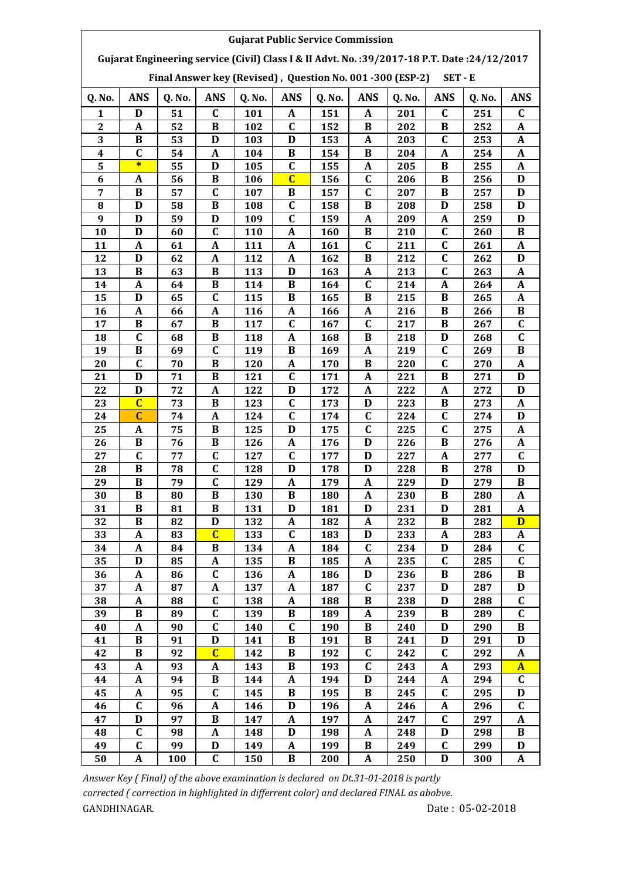**Gujarat Public Service Commission**

**Gujarat Engineering service (Civil) Class I & II Advt. No. :39/2017-18 P.T. Date :24/12/2017**

**Final Answer key (Revised) , Question No. 001 -300 (ESP-2) SET - E**

| Q. No. | ANS | Q. No. | ANS | Q. No. | ANS | Q. No. | ANS | Q. No. | ANS | Q. No. | ANS |
|---|---|---|---|---|---|---|---|---|---|---|---|
| 1 | D | 51 | C | 101 | A | 151 | A | 201 | C | 251 | C |
| 2 | A | 52 | B | 102 | C | 152 | B | 202 | B | 252 | A |
| 3 | B | 53 | D | 103 | D | 153 | A | 203 | C | 253 | A |
| 4 | C | 54 | A | 104 | B | 154 | B | 204 | A | 254 | A |
| 5 | * | 55 | D | 105 | C | 155 | A | 205 | B | 255 | A |
| 6 | A | 56 | B | 106 | C | 156 | C | 206 | B | 256 | D |
| 7 | B | 57 | C | 107 | B | 157 | C | 207 | B | 257 | D |
| 8 | D | 58 | B | 108 | C | 158 | B | 208 | D | 258 | D |
| 9 | D | 59 | D | 109 | C | 159 | A | 209 | A | 259 | D |
| 10 | D | 60 | C | 110 | A | 160 | B | 210 | C | 260 | B |
| 11 | A | 61 | A | 111 | A | 161 | C | 211 | C | 261 | A |
| 12 | D | 62 | A | 112 | A | 162 | B | 212 | C | 262 | D |
| 13 | B | 63 | B | 113 | D | 163 | A | 213 | C | 263 | A |
| 14 | A | 64 | B | 114 | B | 164 | C | 214 | A | 264 | A |
| 15 | D | 65 | C | 115 | B | 165 | B | 215 | B | 265 | A |
| 16 | A | 66 | A | 116 | A | 166 | A | 216 | B | 266 | B |
| 17 | B | 67 | B | 117 | C | 167 | C | 217 | B | 267 | C |
| 18 | C | 68 | B | 118 | A | 168 | B | 218 | D | 268 | C |
| 19 | B | 69 | C | 119 | B | 169 | A | 219 | C | 269 | B |
| 20 | C | 70 | B | 120 | A | 170 | B | 220 | C | 270 | A |
| 21 | D | 71 | B | 121 | C | 171 | A | 221 | B | 271 | D |
| 22 | D | 72 | A | 122 | D | 172 | A | 222 | A | 272 | D |
| 23 | C | 73 | B | 123 | C | 173 | D | 223 | B | 273 | A |
| 24 | C | 74 | A | 124 | C | 174 | C | 224 | C | 274 | D |
| 25 | A | 75 | B | 125 | D | 175 | C | 225 | C | 275 | A |
| 26 | B | 76 | B | 126 | A | 176 | D | 226 | B | 276 | A |
| 27 | C | 77 | C | 127 | C | 177 | D | 227 | A | 277 | C |
| 28 | B | 78 | C | 128 | D | 178 | D | 228 | B | 278 | D |
| 29 | B | 79 | C | 129 | A | 179 | A | 229 | D | 279 | B |
| 30 | B | 80 | B | 130 | B | 180 | A | 230 | B | 280 | A |
| 31 | B | 81 | B | 131 | D | 181 | D | 231 | D | 281 | A |
| 32 | B | 82 | D | 132 | A | 182 | A | 232 | B | 282 | D |
| 33 | A | 83 | C | 133 | C | 183 | D | 233 | A | 283 | A |
| 34 | A | 84 | B | 134 | A | 184 | C | 234 | D | 284 | C |
| 35 | D | 85 | A | 135 | B | 185 | A | 235 | C | 285 | C |
| 36 | A | 86 | C | 136 | A | 186 | D | 236 | B | 286 | B |
| 37 | A | 87 | A | 137 | A | 187 | C | 237 | D | 287 | D |
| 38 | A | 88 | C | 138 | A | 188 | B | 238 | D | 288 | C |
| 39 | B | 89 | C | 139 | B | 189 | A | 239 | B | 289 | C |
| 40 | A | 90 | C | 140 | C | 190 | B | 240 | D | 290 | B |
| 41 | B | 91 | D | 141 | B | 191 | B | 241 | D | 291 | D |
| 42 | B | 92 | C | 142 | B | 192 | C | 242 | C | 292 | A |
| 43 | A | 93 | A | 143 | B | 193 | C | 243 | A | 293 | A |
| 44 | A | 94 | B | 144 | A | 194 | D | 244 | A | 294 | C |
| 45 | A | 95 | C | 145 | B | 195 | B | 245 | C | 295 | D |
| 46 | C | 96 | A | 146 | D | 196 | A | 246 | A | 296 | C |
| 47 | D | 97 | B | 147 | A | 197 | A | 247 | C | 297 | A |
| 48 | C | 98 | A | 148 | D | 198 | A | 248 | D | 298 | B |
| 49 | C | 99 | D | 149 | A | 199 | B | 249 | C | 299 | D |
| 50 | A | 100 | C | 150 | B | 200 | A | 250 | D | 300 | A |

*Answer Key ( Final) of the above examination is declared on Dt.31-01-2018 is partly corrected ( correction in highlighted in differrent color) and declared FINAL as abobve.*

GANDHINAGAR.

Date : 05-02-2018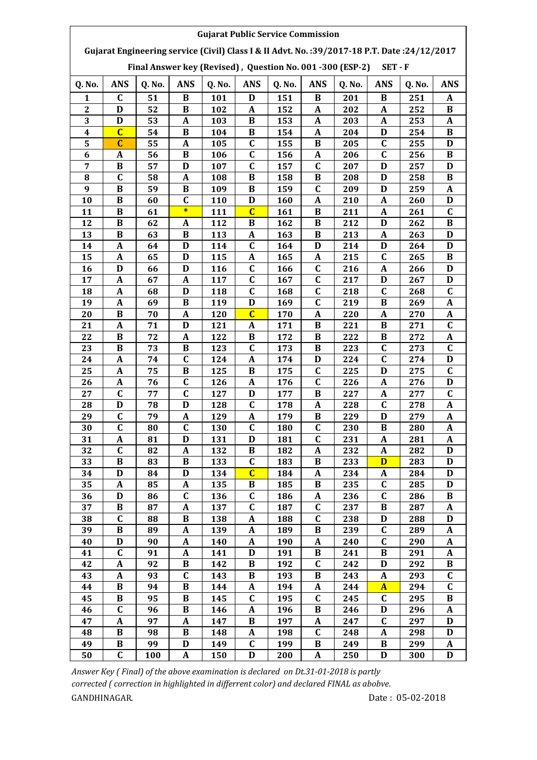Gujarat Public Service Commission

Gujarat Engineering service (Civil) Class I & II Advt. No. :39/2017-18 P.T. Date :24/12/2017

Final Answer key (Revised) , Question No. 001 -300 (ESP-2) SET - F

| Q. No. | ANS | Q. No. | ANS | Q. No. | ANS | Q. No. | ANS | Q. No. | ANS | Q. No. | ANS |
|---|---|---|---|---|---|---|---|---|---|---|---|
| 1 | C | 51 | B | 101 | D | 151 | B | 201 | B | 251 | A |
| 2 | D | 52 | B | 102 | A | 152 | A | 202 | A | 252 | B |
| 3 | D | 53 | A | 103 | B | 153 | A | 203 | A | 253 | A |
| 4 | C | 54 | B | 104 | B | 154 | A | 204 | D | 254 | B |
| 5 | C | 55 | A | 105 | C | 155 | B | 205 | C | 255 | D |
| 6 | A | 56 | B | 106 | C | 156 | A | 206 | C | 256 | B |
| 7 | B | 57 | D | 107 | C | 157 | C | 207 | D | 257 | D |
| 8 | C | 58 | A | 108 | B | 158 | B | 208 | D | 258 | B |
| 9 | B | 59 | B | 109 | B | 159 | C | 209 | D | 259 | A |
| 10 | B | 60 | C | 110 | D | 160 | A | 210 | A | 260 | D |
| 11 | B | 61 | * | 111 | C | 161 | B | 211 | A | 261 | C |
| 12 | B | 62 | A | 112 | B | 162 | B | 212 | D | 262 | B |
| 13 | B | 63 | B | 113 | A | 163 | B | 213 | A | 263 | D |
| 14 | A | 64 | D | 114 | C | 164 | D | 214 | D | 264 | D |
| 15 | A | 65 | D | 115 | A | 165 | A | 215 | C | 265 | B |
| 16 | D | 66 | D | 116 | C | 166 | C | 216 | A | 266 | D |
| 17 | A | 67 | A | 117 | C | 167 | C | 217 | D | 267 | D |
| 18 | A | 68 | D | 118 | C | 168 | C | 218 | C | 268 | C |
| 19 | A | 69 | B | 119 | D | 169 | C | 219 | B | 269 | A |
| 20 | B | 70 | A | 120 | C | 170 | A | 220 | A | 270 | A |
| 21 | A | 71 | D | 121 | A | 171 | B | 221 | B | 271 | C |
| 22 | B | 72 | A | 122 | B | 172 | B | 222 | B | 272 | A |
| 23 | B | 73 | B | 123 | C | 173 | B | 223 | C | 273 | C |
| 24 | A | 74 | C | 124 | A | 174 | D | 224 | C | 274 | D |
| 25 | A | 75 | B | 125 | B | 175 | C | 225 | D | 275 | C |
| 26 | A | 76 | C | 126 | A | 176 | C | 226 | A | 276 | D |
| 27 | C | 77 | C | 127 | D | 177 | B | 227 | A | 277 | C |
| 28 | D | 78 | D | 128 | C | 178 | A | 228 | C | 278 | A |
| 29 | C | 79 | A | 129 | A | 179 | B | 229 | D | 279 | A |
| 30 | C | 80 | C | 130 | C | 180 | C | 230 | B | 280 | A |
| 31 | A | 81 | D | 131 | D | 181 | C | 231 | A | 281 | A |
| 32 | C | 82 | A | 132 | B | 182 | A | 232 | A | 282 | D |
| 33 | B | 83 | B | 133 | C | 183 | B | 233 | D | 283 | D |
| 34 | D | 84 | D | 134 | C | 184 | A | 234 | A | 284 | D |
| 35 | A | 85 | A | 135 | B | 185 | B | 235 | C | 285 | D |
| 36 | D | 86 | C | 136 | C | 186 | A | 236 | C | 286 | B |
| 37 | B | 87 | A | 137 | C | 187 | C | 237 | B | 287 | A |
| 38 | C | 88 | B | 138 | A | 188 | C | 238 | D | 288 | D |
| 39 | B | 89 | A | 139 | A | 189 | B | 239 | C | 289 | A |
| 40 | D | 90 | A | 140 | A | 190 | A | 240 | C | 290 | A |
| 41 | C | 91 | A | 141 | D | 191 | B | 241 | B | 291 | A |
| 42 | A | 92 | B | 142 | B | 192 | C | 242 | D | 292 | B |
| 43 | A | 93 | C | 143 | B | 193 | B | 243 | A | 293 | C |
| 44 | B | 94 | B | 144 | A | 194 | A | 244 | A | 294 | C |
| 45 | B | 95 | B | 145 | C | 195 | C | 245 | C | 295 | B |
| 46 | C | 96 | B | 146 | A | 196 | B | 246 | D | 296 | A |
| 47 | A | 97 | A | 147 | B | 197 | A | 247 | C | 297 | D |
| 48 | B | 98 | B | 148 | A | 198 | C | 248 | A | 298 | D |
| 49 | B | 99 | D | 149 | C | 199 | B | 249 | B | 299 | A |
| 50 | C | 100 | A | 150 | D | 200 | A | 250 | D | 300 | D |

*Answer Key ( Final) of the above examination is declared on Dt.31-01-2018 is partly corrected ( correction in highlighted in differrent color) and declared FINAL as abobve.*

GANDHINAGAR. Date : 05-02-2018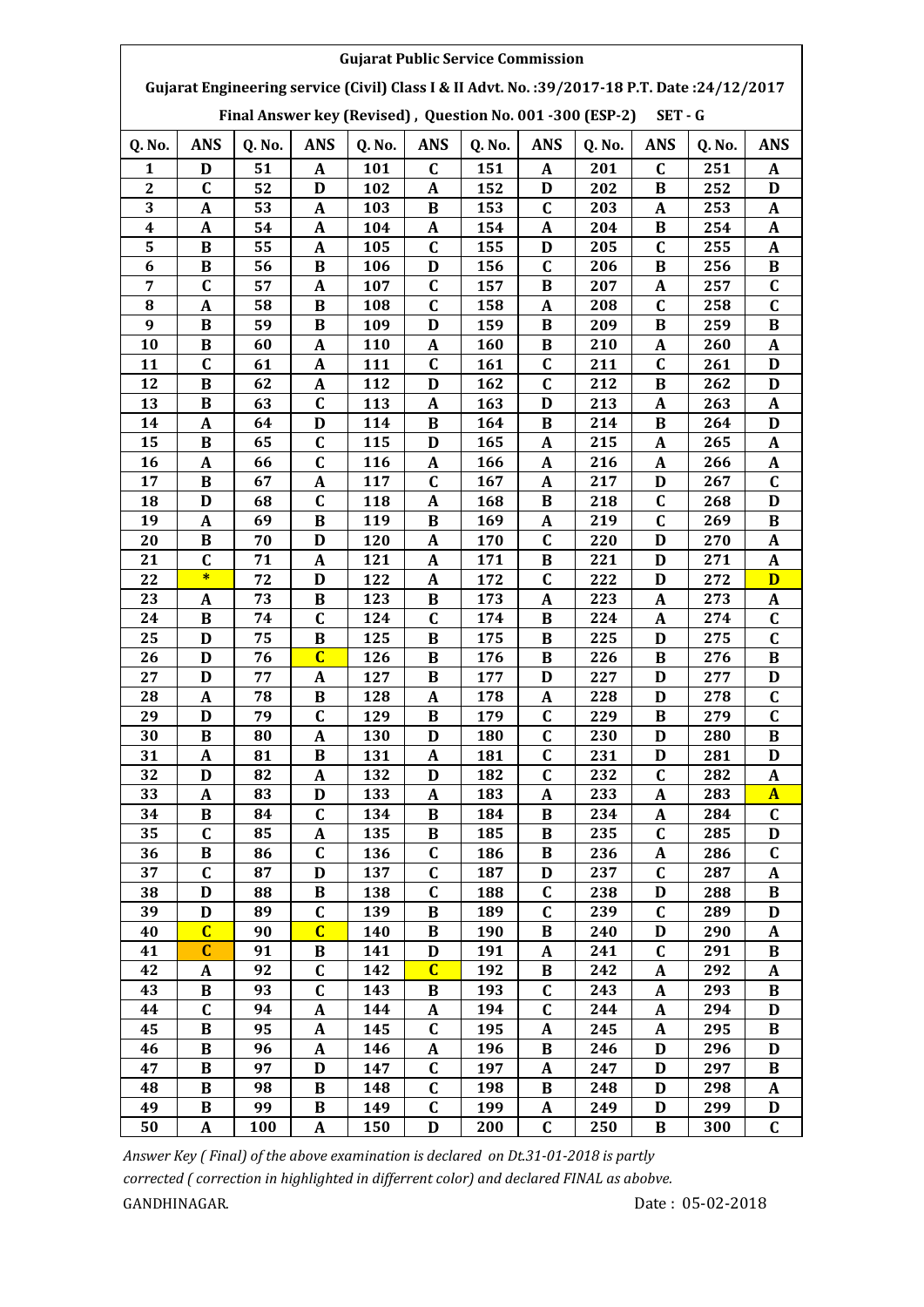**Gujarat Public Service Commission**

**Gujarat Engineering service (Civil) Class I & II Advt. No.:39/2017-18 P.T. Date :24/12/2017**

**Final Answer key (Revised) , Question No. 001 -300 (ESP-2) SET - G**

| Q. No. | ANS | Q. No. | ANS | Q. No. | ANS | Q. No. | ANS | Q. No. | ANS | Q. No. | ANS |
|---|---|---|---|---|---|---|---|---|---|---|---|
| 1 | D | 51 | A | 101 | C | 151 | A | 201 | C | 251 | A |
| 2 | C | 52 | D | 102 | A | 152 | D | 202 | B | 252 | D |
| 3 | A | 53 | A | 103 | B | 153 | C | 203 | A | 253 | A |
| 4 | A | 54 | A | 104 | A | 154 | A | 204 | B | 254 | A |
| 5 | B | 55 | A | 105 | C | 155 | D | 205 | C | 255 | A |
| 6 | B | 56 | B | 106 | D | 156 | C | 206 | B | 256 | B |
| 7 | C | 57 | A | 107 | C | 157 | B | 207 | A | 257 | C |
| 8 | A | 58 | B | 108 | C | 158 | A | 208 | C | 258 | C |
| 9 | B | 59 | B | 109 | D | 159 | B | 209 | B | 259 | B |
| 10 | B | 60 | A | 110 | A | 160 | B | 210 | A | 260 | A |
| 11 | C | 61 | A | 111 | C | 161 | C | 211 | C | 261 | D |
| 12 | B | 62 | A | 112 | D | 162 | C | 212 | B | 262 | D |
| 13 | B | 63 | C | 113 | A | 163 | D | 213 | A | 263 | A |
| 14 | A | 64 | D | 114 | B | 164 | B | 214 | B | 264 | D |
| 15 | B | 65 | C | 115 | D | 165 | A | 215 | A | 265 | A |
| 16 | A | 66 | C | 116 | A | 166 | A | 216 | A | 266 | A |
| 17 | B | 67 | A | 117 | C | 167 | A | 217 | D | 267 | C |
| 18 | D | 68 | C | 118 | A | 168 | B | 218 | C | 268 | D |
| 19 | A | 69 | B | 119 | B | 169 | A | 219 | C | 269 | B |
| 20 | B | 70 | D | 120 | A | 170 | C | 220 | D | 270 | A |
| 21 | C | 71 | A | 121 | A | 171 | B | 221 | D | 271 | A |
| 22 | * | 72 | D | 122 | A | 172 | C | 222 | D | 272 | D |
| 23 | A | 73 | B | 123 | B | 173 | A | 223 | A | 273 | A |
| 24 | B | 74 | C | 124 | C | 174 | B | 224 | A | 274 | C |
| 25 | D | 75 | B | 125 | B | 175 | B | 225 | D | 275 | C |
| 26 | D | 76 | C | 126 | B | 176 | B | 226 | B | 276 | B |
| 27 | D | 77 | A | 127 | B | 177 | D | 227 | D | 277 | D |
| 28 | A | 78 | B | 128 | A | 178 | A | 228 | D | 278 | C |
| 29 | D | 79 | C | 129 | B | 179 | C | 229 | B | 279 | C |
| 30 | B | 80 | A | 130 | D | 180 | C | 230 | D | 280 | B |
| 31 | A | 81 | B | 131 | A | 181 | C | 231 | D | 281 | D |
| 32 | D | 82 | A | 132 | D | 182 | C | 232 | C | 282 | A |
| 33 | A | 83 | D | 133 | A | 183 | A | 233 | A | 283 | A |
| 34 | B | 84 | C | 134 | B | 184 | B | 234 | A | 284 | C |
| 35 | C | 85 | A | 135 | B | 185 | B | 235 | C | 285 | D |
| 36 | B | 86 | C | 136 | C | 186 | B | 236 | A | 286 | C |
| 37 | C | 87 | D | 137 | C | 187 | D | 237 | C | 287 | A |
| 38 | D | 88 | B | 138 | C | 188 | C | 238 | D | 288 | B |
| 39 | D | 89 | C | 139 | B | 189 | C | 239 | C | 289 | D |
| 40 | C | 90 | C | 140 | B | 190 | B | 240 | D | 290 | A |
| 41 | C | 91 | B | 141 | D | 191 | A | 241 | C | 291 | B |
| 42 | A | 92 | C | 142 | C | 192 | B | 242 | A | 292 | A |
| 43 | B | 93 | C | 143 | B | 193 | C | 243 | A | 293 | B |
| 44 | C | 94 | A | 144 | A | 194 | C | 244 | A | 294 | D |
| 45 | B | 95 | A | 145 | C | 195 | A | 245 | A | 295 | B |
| 46 | B | 96 | A | 146 | A | 196 | B | 246 | D | 296 | D |
| 47 | B | 97 | D | 147 | C | 197 | A | 247 | D | 297 | B |
| 48 | B | 98 | B | 148 | C | 198 | B | 248 | D | 298 | A |
| 49 | B | 99 | B | 149 | C | 199 | A | 249 | D | 299 | D |
| 50 | A | 100 | A | 150 | D | 200 | C | 250 | B | 300 | C |

*Answer Key ( Final) of the above examination is declared on Dt.31-01-2018 is partly corrected ( correction in highlighted in differrent color) and declared FINAL as abobve.*

GANDHINAGAR. Date : 05-02-2018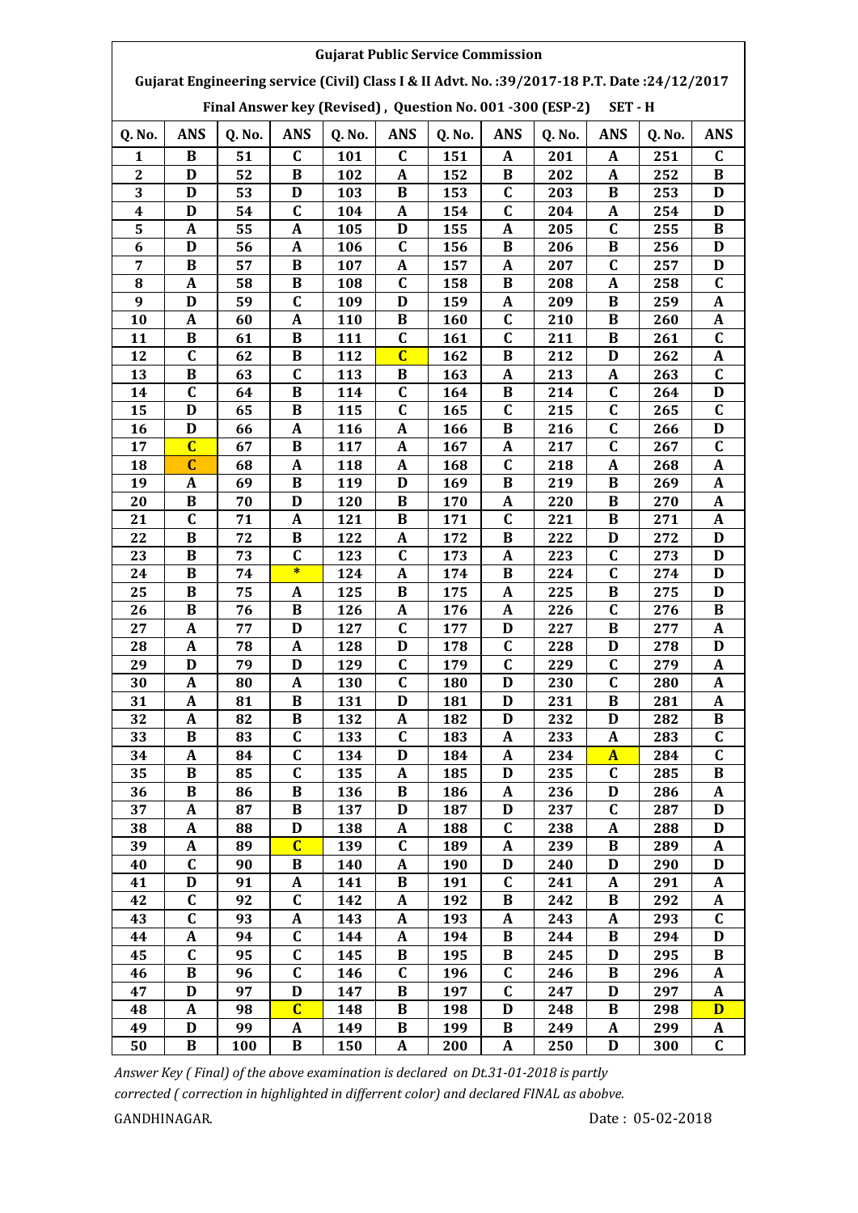Gujarat Public Service Commission

Gujarat Engineering service (Civil) Class I & II Advt. No. :39/2017-18 P.T. Date :24/12/2017

Final Answer key (Revised) , Question No. 001 -300 (ESP-2) SET - H

| Q. No. | ANS | Q. No. | ANS | Q. No. | ANS | Q. No. | ANS | Q. No. | ANS | Q. No. | ANS |
|---|---|---|---|---|---|---|---|---|---|---|---|
| 1 | B | 51 | C | 101 | C | 151 | A | 201 | A | 251 | C |
| 2 | D | 52 | B | 102 | A | 152 | B | 202 | A | 252 | B |
| 3 | D | 53 | D | 103 | B | 153 | C | 203 | B | 253 | D |
| 4 | D | 54 | C | 104 | A | 154 | C | 204 | A | 254 | D |
| 5 | A | 55 | A | 105 | D | 155 | A | 205 | C | 255 | B |
| 6 | D | 56 | A | 106 | C | 156 | B | 206 | B | 256 | D |
| 7 | B | 57 | B | 107 | A | 157 | A | 207 | C | 257 | D |
| 8 | A | 58 | B | 108 | C | 158 | B | 208 | A | 258 | C |
| 9 | D | 59 | C | 109 | D | 159 | A | 209 | B | 259 | A |
| 10 | A | 60 | A | 110 | B | 160 | C | 210 | B | 260 | A |
| 11 | B | 61 | B | 111 | C | 161 | C | 211 | B | 261 | C |
| 12 | C | 62 | B | 112 | C | 162 | B | 212 | D | 262 | A |
| 13 | B | 63 | C | 113 | B | 163 | A | 213 | A | 263 | C |
| 14 | C | 64 | B | 114 | C | 164 | B | 214 | C | 264 | D |
| 15 | D | 65 | B | 115 | C | 165 | C | 215 | C | 265 | C |
| 16 | D | 66 | A | 116 | A | 166 | B | 216 | C | 266 | D |
| 17 | C | 67 | B | 117 | A | 167 | A | 217 | C | 267 | C |
| 18 | C | 68 | A | 118 | A | 168 | C | 218 | A | 268 | A |
| 19 | A | 69 | B | 119 | D | 169 | B | 219 | B | 269 | A |
| 20 | B | 70 | D | 120 | B | 170 | A | 220 | B | 270 | A |
| 21 | C | 71 | A | 121 | B | 171 | C | 221 | B | 271 | A |
| 22 | B | 72 | B | 122 | A | 172 | B | 222 | D | 272 | D |
| 23 | B | 73 | C | 123 | C | 173 | A | 223 | C | 273 | D |
| 24 | B | 74 | * | 124 | A | 174 | B | 224 | C | 274 | D |
| 25 | B | 75 | A | 125 | B | 175 | A | 225 | B | 275 | D |
| 26 | B | 76 | B | 126 | A | 176 | A | 226 | C | 276 | B |
| 27 | A | 77 | D | 127 | C | 177 | D | 227 | B | 277 | A |
| 28 | A | 78 | A | 128 | D | 178 | C | 228 | D | 278 | D |
| 29 | D | 79 | D | 129 | C | 179 | C | 229 | C | 279 | A |
| 30 | A | 80 | A | 130 | C | 180 | D | 230 | C | 280 | A |
| 31 | A | 81 | B | 131 | D | 181 | D | 231 | B | 281 | A |
| 32 | A | 82 | B | 132 | A | 182 | D | 232 | D | 282 | B |
| 33 | B | 83 | C | 133 | C | 183 | A | 233 | A | 283 | C |
| 34 | A | 84 | C | 134 | D | 184 | A | 234 | A | 284 | C |
| 35 | B | 85 | C | 135 | A | 185 | D | 235 | C | 285 | B |
| 36 | B | 86 | B | 136 | B | 186 | A | 236 | D | 286 | A |
| 37 | A | 87 | B | 137 | D | 187 | D | 237 | C | 287 | D |
| 38 | A | 88 | D | 138 | A | 188 | C | 238 | A | 288 | D |
| 39 | A | 89 | C | 139 | C | 189 | A | 239 | B | 289 | A |
| 40 | C | 90 | B | 140 | A | 190 | D | 240 | D | 290 | D |
| 41 | D | 91 | A | 141 | B | 191 | C | 241 | A | 291 | A |
| 42 | C | 92 | C | 142 | A | 192 | B | 242 | B | 292 | A |
| 43 | C | 93 | A | 143 | A | 193 | A | 243 | A | 293 | C |
| 44 | A | 94 | C | 144 | A | 194 | B | 244 | B | 294 | D |
| 45 | C | 95 | C | 145 | B | 195 | B | 245 | D | 295 | B |
| 46 | B | 96 | C | 146 | C | 196 | C | 246 | B | 296 | A |
| 47 | D | 97 | D | 147 | B | 197 | C | 247 | D | 297 | A |
| 48 | A | 98 | C | 148 | B | 198 | D | 248 | B | 298 | D |
| 49 | D | 99 | A | 149 | B | 199 | B | 249 | A | 299 | A |
| 50 | B | 100 | B | 150 | A | 200 | A | 250 | D | 300 | C |

*Answer Key ( Final) of the above examination is declared on Dt.31-01-2018 is partly corrected ( correction in highlighted in differrent color) and declared FINAL as abobve.*

GANDHINAGAR.

Date : 05-02-2018